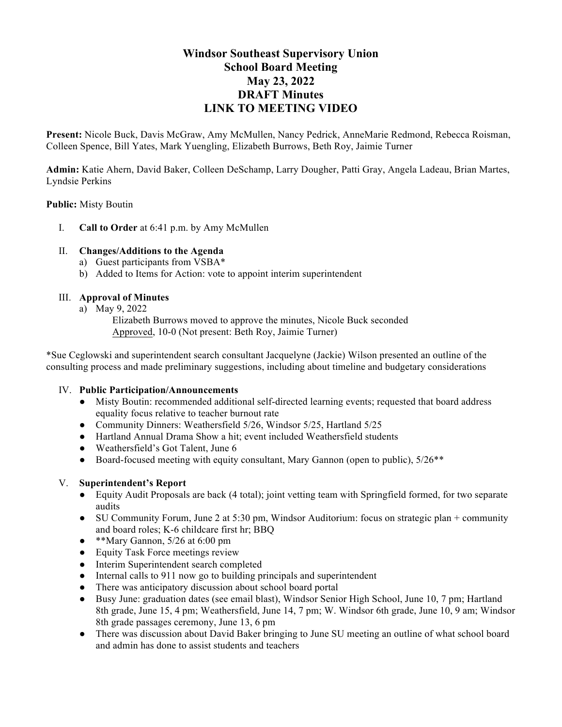# Windsor Southeast Supervisory Union
## School Board Meeting
## May 23, 2022
## DRAFT Minutes
## LINK TO MEETING VIDEO

**Present:** Nicole Buck, Davis McGraw, Amy McMullen, Nancy Pedrick, AnneMarie Redmond, Rebecca Roisman, Colleen Spence, Bill Yates, Mark Yuengling, Elizabeth Burrows, Beth Roy, Jaimie Turner

**Admin:** Katie Ahern, David Baker, Colleen DeSchamp, Larry Dougher, Patti Gray, Angela Ladeau, Brian Martes, Lyndsie Perkins

**Public:** Misty Boutin

I. **Call to Order** at 6:41 p.m. by Amy McMullen

II. **Changes/Additions to the Agenda**
   a) Guest participants from VSBA*
   b) Added to Items for Action: vote to appoint interim superintendent

III. **Approval of Minutes**
   a) May 9, 2022
      Elizabeth Burrows moved to approve the minutes, Nicole Buck seconded
      Approved, 10-0 (Not present: Beth Roy, Jaimie Turner)

*Sue Ceglowski and superintendent search consultant Jacquelyne (Jackie) Wilson presented an outline of the consulting process and made preliminary suggestions, including about timeline and budgetary considerations

IV. **Public Participation/Announcements**
   - Misty Boutin: recommended additional self-directed learning events; requested that board address equality focus relative to teacher burnout rate
   - Community Dinners: Weathersfield 5/26, Windsor 5/25, Hartland 5/25
   - Hartland Annual Drama Show a hit; event included Weathersfield students
   - Weathersfield's Got Talent, June 6
   - Board-focused meeting with equity consultant, Mary Gannon (open to public), 5/26**

V. **Superintendent's Report**
   - Equity Audit Proposals are back (4 total); joint vetting team with Springfield formed, for two separate audits
   - SU Community Forum, June 2 at 5:30 pm, Windsor Auditorium: focus on strategic plan + community and board roles; K-6 childcare first hr; BBQ
   - **Mary Gannon, 5/26 at 6:00 pm
   - Equity Task Force meetings review
   - Interim Superintendent search completed
   - Internal calls to 911 now go to building principals and superintendent
   - There was anticipatory discussion about school board portal
   - Busy June: graduation dates (see email blast), Windsor Senior High School, June 10, 7 pm; Hartland 8th grade, June 15, 4 pm; Weathersfield, June 14, 7 pm; W. Windsor 6th grade, June 10, 9 am; Windsor 8th grade passages ceremony, June 13, 6 pm
   - There was discussion about David Baker bringing to June SU meeting an outline of what school board and admin has done to assist students and teachers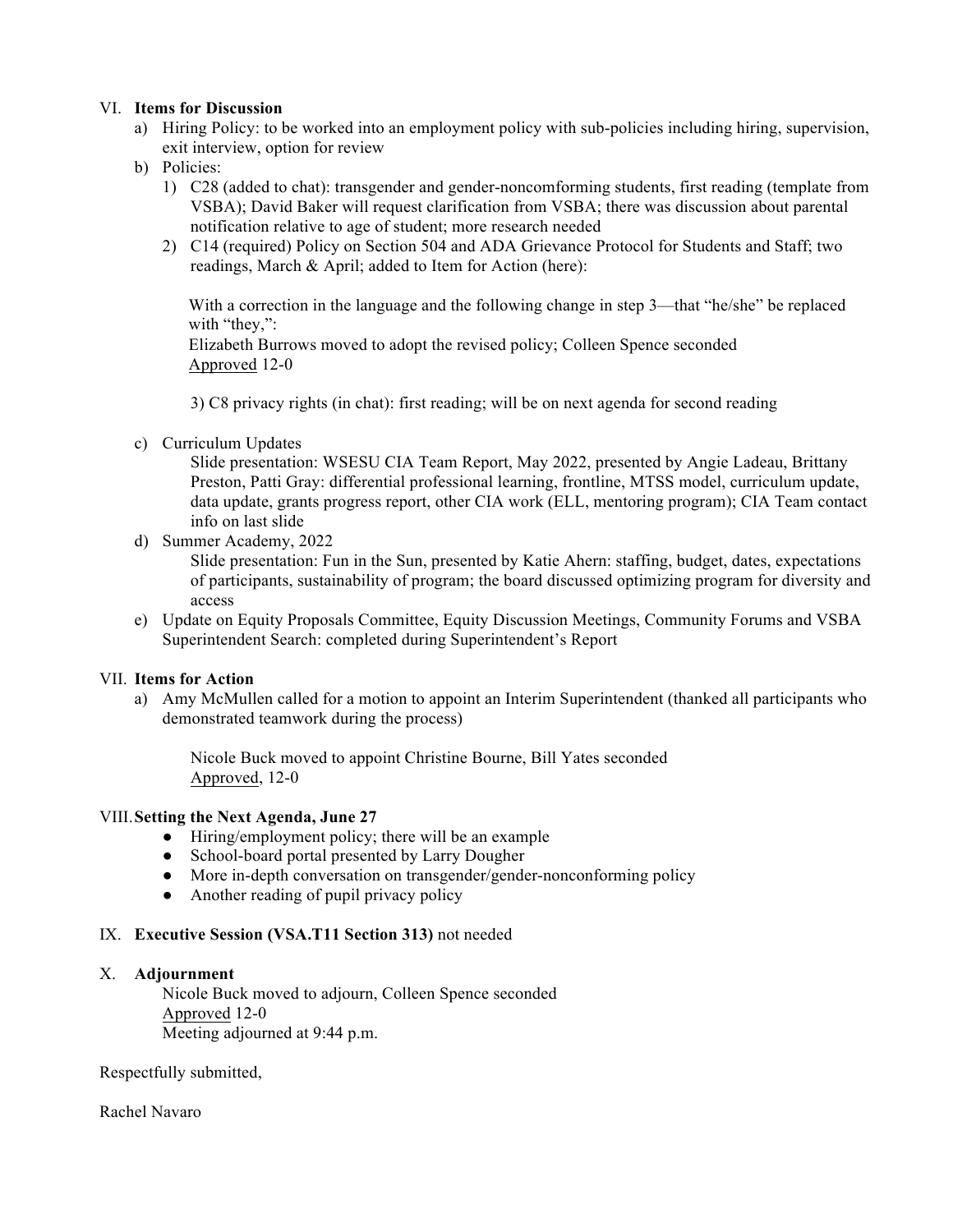VI. **Items for Discussion**

a) Hiring Policy: to be worked into an employment policy with sub-policies including hiring, supervision, exit interview, option for review

b) Policies:

1) C28 (added to chat): transgender and gender-noncomforming students, first reading (template from VSBA); David Baker will request clarification from VSBA; there was discussion about parental notification relative to age of student; more research needed

2) C14 (required) Policy on Section 504 and ADA Grievance Protocol for Students and Staff; two readings, March & April; added to Item for Action (here):

With a correction in the language and the following change in step 3—that "he/she" be replaced with "they,":
Elizabeth Burrows moved to adopt the revised policy; Colleen Spence seconded
Approved 12-0

3) C8 privacy rights (in chat): first reading; will be on next agenda for second reading

c) Curriculum Updates

Slide presentation: WSESU CIA Team Report, May 2022, presented by Angie Ladeau, Brittany Preston, Patti Gray: differential professional learning, frontline, MTSS model, curriculum update, data update, grants progress report, other CIA work (ELL, mentoring program); CIA Team contact info on last slide

d) Summer Academy, 2022

Slide presentation: Fun in the Sun, presented by Katie Ahern: staffing, budget, dates, expectations of participants, sustainability of program; the board discussed optimizing program for diversity and access

e) Update on Equity Proposals Committee, Equity Discussion Meetings, Community Forums and VSBA Superintendent Search: completed during Superintendent's Report

VII. **Items for Action**

a) Amy McMullen called for a motion to appoint an Interim Superintendent (thanked all participants who demonstrated teamwork during the process)

Nicole Buck moved to appoint Christine Bourne, Bill Yates seconded
Approved, 12-0

VIII. **Setting the Next Agenda, June 27**

- Hiring/employment policy; there will be an example
- School-board portal presented by Larry Dougher
- More in-depth conversation on transgender/gender-nonconforming policy
- Another reading of pupil privacy policy

IX. **Executive Session (VSA.T11 Section 313)** not needed

X. **Adjournment**

Nicole Buck moved to adjourn, Colleen Spence seconded
Approved 12-0
Meeting adjourned at 9:44 p.m.

Respectfully submitted,

Rachel Navaro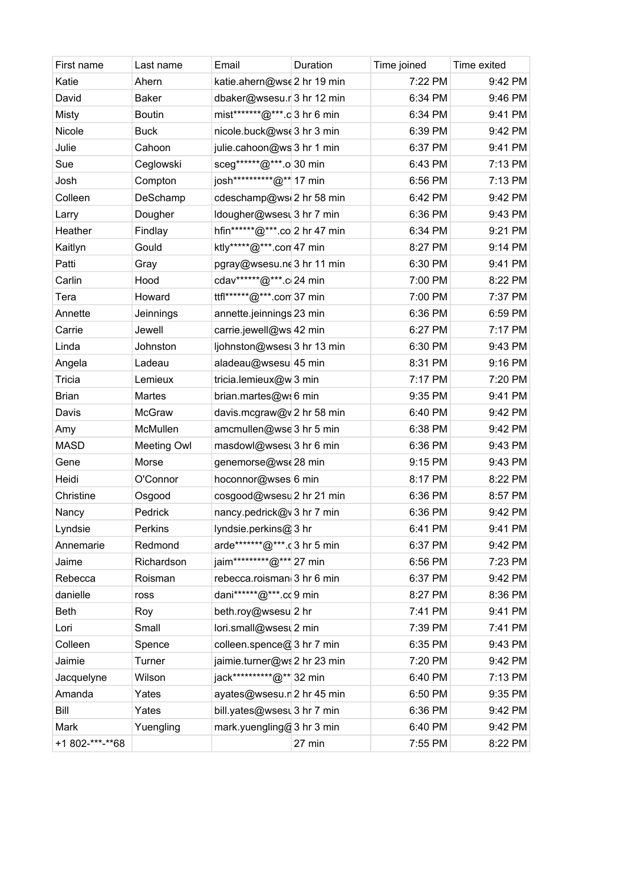| First name | Last name | Email | Duration | Time joined | Time exited |
|---|---|---|---|---|---|
| Katie | Ahern | katie.ahern@wse | 2 hr 19 min | 7:22 PM | 9:42 PM |
| David | Baker | dbaker@wsesu.r | 3 hr 12 min | 6:34 PM | 9:46 PM |
| Misty | Boutin | mist*******@***.c | 3 hr 6 min | 6:34 PM | 9:41 PM |
| Nicole | Buck | nicole.buck@wse | 3 hr 3 min | 6:39 PM | 9:42 PM |
| Julie | Cahoon | julie.cahoon@ws | 3 hr 1 min | 6:37 PM | 9:41 PM |
| Sue | Ceglowski | sceg******@***.o | 30 min | 6:43 PM | 7:13 PM |
| Josh | Compton | josh**********@** | 17 min | 6:56 PM | 7:13 PM |
| Colleen | DeSchamp | cdeschamp@ws | 2 hr 58 min | 6:42 PM | 9:42 PM |
| Larry | Dougher | ldougher@wsesu | 3 hr 7 min | 6:36 PM | 9:43 PM |
| Heather | Findlay | hfin******@***.co | 2 hr 47 min | 6:34 PM | 9:21 PM |
| Kaitlyn | Gould | ktly*****@***.com | 47 min | 8:27 PM | 9:14 PM |
| Patti | Gray | pgray@wsesu.ne | 3 hr 11 min | 6:30 PM | 9:41 PM |
| Carlin | Hood | cdav******@***.c | 24 min | 7:00 PM | 8:22 PM |
| Tera | Howard | ttfl******@***.com | 37 min | 7:00 PM | 7:37 PM |
| Annette | Jeinnings | annette.jeinnings | 23 min | 6:36 PM | 6:59 PM |
| Carrie | Jewell | carrie.jewell@ws | 42 min | 6:27 PM | 7:17 PM |
| Linda | Johnston | ljohnston@wsesu | 3 hr 13 min | 6:30 PM | 9:43 PM |
| Angela | Ladeau | aladeau@wsesu | 45 min | 8:31 PM | 9:16 PM |
| Tricia | Lemieux | tricia.lemieux@w | 3 min | 7:17 PM | 7:20 PM |
| Brian | Martes | brian.martes@ws | 6 min | 9:35 PM | 9:41 PM |
| Davis | McGraw | davis.mcgraw@w | 2 hr 58 min | 6:40 PM | 9:42 PM |
| Amy | McMullen | amcmullen@wse | 3 hr 5 min | 6:38 PM | 9:42 PM |
| MASD | Meeting Owl | masdowl@wsesu | 3 hr 6 min | 6:36 PM | 9:43 PM |
| Gene | Morse | genemorse@wse | 28 min | 9:15 PM | 9:43 PM |
| Heidi | O'Connor | hoconnor@wses | 6 min | 8:17 PM | 8:22 PM |
| Christine | Osgood | cosgood@wsesu | 2 hr 21 min | 6:36 PM | 8:57 PM |
| Nancy | Pedrick | nancy.pedrick@w | 3 hr 7 min | 6:36 PM | 9:42 PM |
| Lyndsie | Perkins | lyndsie.perkins@ | 3 hr | 6:41 PM | 9:41 PM |
| Annemarie | Redmond | arde*******@***.c | 3 hr 5 min | 6:37 PM | 9:42 PM |
| Jaime | Richardson | jaim*********@*** | 27 min | 6:56 PM | 7:23 PM |
| Rebecca | Roisman | rebecca.roisman | 3 hr 6 min | 6:37 PM | 9:42 PM |
| danielle | ross | dani******@***.co | 9 min | 8:27 PM | 8:36 PM |
| Beth | Roy | beth.roy@wsesu | 2 hr | 7:41 PM | 9:41 PM |
| Lori | Small | lori.small@wsesu | 2 min | 7:39 PM | 7:41 PM |
| Colleen | Spence | colleen.spence@ | 3 hr 7 min | 6:35 PM | 9:43 PM |
| Jaimie | Turner | jaimie.turner@ws | 2 hr 23 min | 7:20 PM | 9:42 PM |
| Jacquelyne | Wilson | jack**********@** | 32 min | 6:40 PM | 7:13 PM |
| Amanda | Yates | ayates@wsesu.n | 2 hr 45 min | 6:50 PM | 9:35 PM |
| Bill | Yates | bill.yates@wsesu | 3 hr 7 min | 6:36 PM | 9:42 PM |
| Mark | Yuengling | mark.yuengling@ | 3 hr 3 min | 6:40 PM | 9:42 PM |
| +1 802-***-**68 | | | 27 min | 7:55 PM | 8:22 PM |